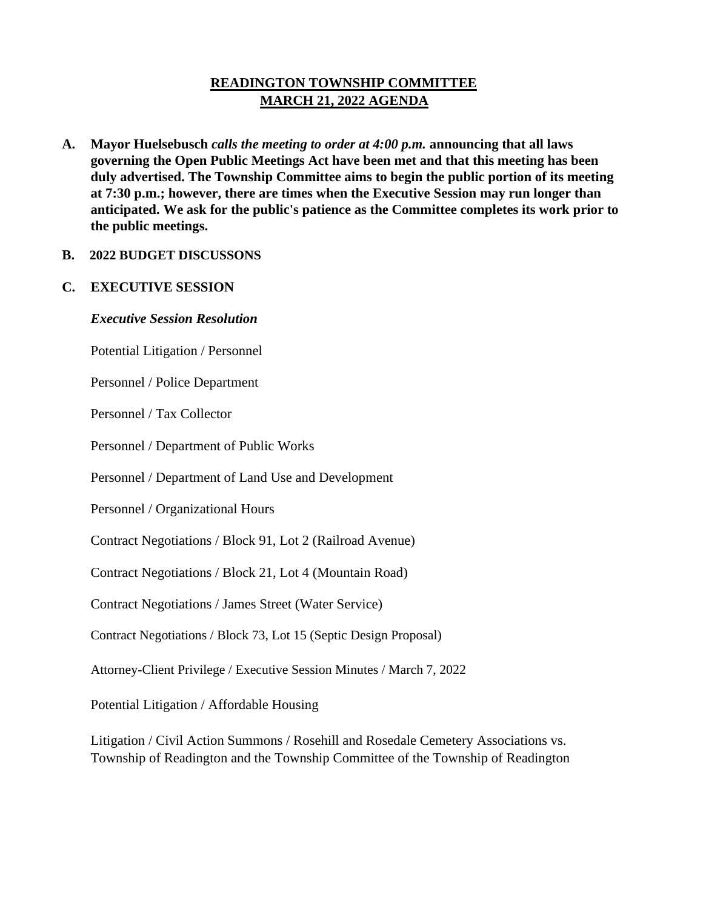# READINGTON TOWNSHIP COMMITTEE
# MARCH 21, 2022 AGENDA

**A. Mayor Huelsebusch** ***calls the meeting to order at 4:00 p.m.*** **announcing that all laws governing the Open Public Meetings Act have been met and that this meeting has been duly advertised. The Township Committee aims to begin the public portion of its meeting at 7:30 p.m.; however, there are times when the Executive Session may run longer than anticipated. We ask for the public's patience as the Committee completes its work prior to the public meetings.**

**B. 2022 BUDGET DISCUSSONS**

**C. EXECUTIVE SESSION**

***Executive Session Resolution***

Potential Litigation / Personnel

Personnel / Police Department

Personnel / Tax Collector

Personnel / Department of Public Works

Personnel / Department of Land Use and Development

Personnel / Organizational Hours

Contract Negotiations / Block 91, Lot 2 (Railroad Avenue)

Contract Negotiations / Block 21, Lot 4 (Mountain Road)

Contract Negotiations / James Street (Water Service)

Contract Negotiations / Block 73, Lot 15 (Septic Design Proposal)

Attorney-Client Privilege / Executive Session Minutes / March 7, 2022

Potential Litigation / Affordable Housing

Litigation / Civil Action Summons / Rosehill and Rosedale Cemetery Associations vs. Township of Readington and the Township Committee of the Township of Readington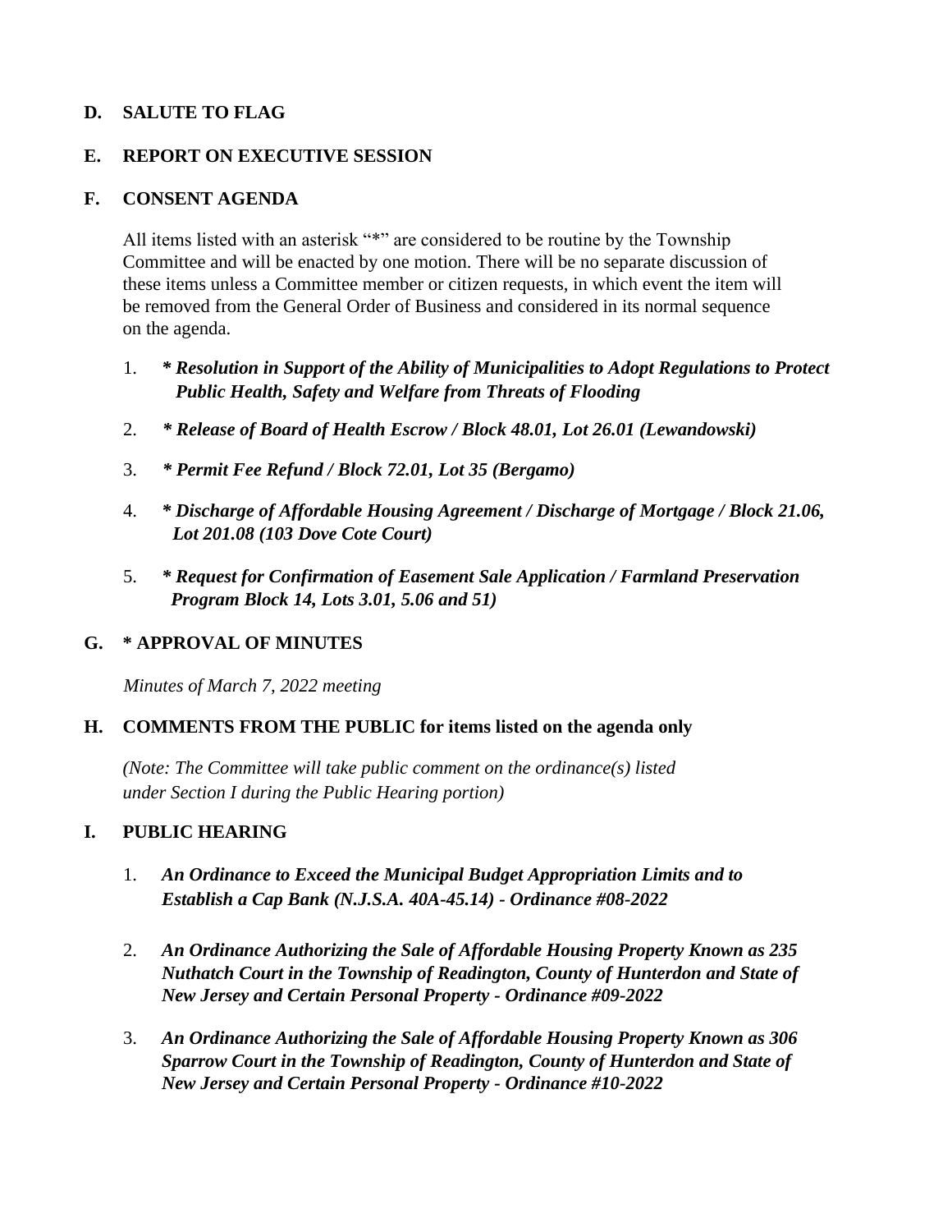## D. SALUTE TO FLAG

## E. REPORT ON EXECUTIVE SESSION

## F. CONSENT AGENDA

All items listed with an asterisk "*" are considered to be routine by the Township Committee and will be enacted by one motion. There will be no separate discussion of these items unless a Committee member or citizen requests, in which event the item will be removed from the General Order of Business and considered in its normal sequence on the agenda.

1. ***\* Resolution in Support of the Ability of Municipalities to Adopt Regulations to Protect Public Health, Safety and Welfare from Threats of Flooding***

2. ***\* Release of Board of Health Escrow / Block 48.01, Lot 26.01 (Lewandowski)***

3. ***\* Permit Fee Refund / Block 72.01, Lot 35 (Bergamo)***

4. ***\* Discharge of Affordable Housing Agreement / Discharge of Mortgage / Block 21.06, Lot 201.08 (103 Dove Cote Court)***

5. ***\* Request for Confirmation of Easement Sale Application / Farmland Preservation Program Block 14, Lots 3.01, 5.06 and 51)***

## G. * APPROVAL OF MINUTES

*Minutes of March 7, 2022 meeting*

## H. COMMENTS FROM THE PUBLIC for items listed on the agenda only

*(Note: The Committee will take public comment on the ordinance(s) listed under Section I during the Public Hearing portion)*

## I. PUBLIC HEARING

1. ***An Ordinance to Exceed the Municipal Budget Appropriation Limits and to Establish a Cap Bank (N.J.S.A. 40A-45.14) - Ordinance #08-2022***

2. ***An Ordinance Authorizing the Sale of Affordable Housing Property Known as 235 Nuthatch Court in the Township of Readington, County of Hunterdon and State of New Jersey and Certain Personal Property - Ordinance #09-2022***

3. ***An Ordinance Authorizing the Sale of Affordable Housing Property Known as 306 Sparrow Court in the Township of Readington, County of Hunterdon and State of New Jersey and Certain Personal Property - Ordinance #10-2022***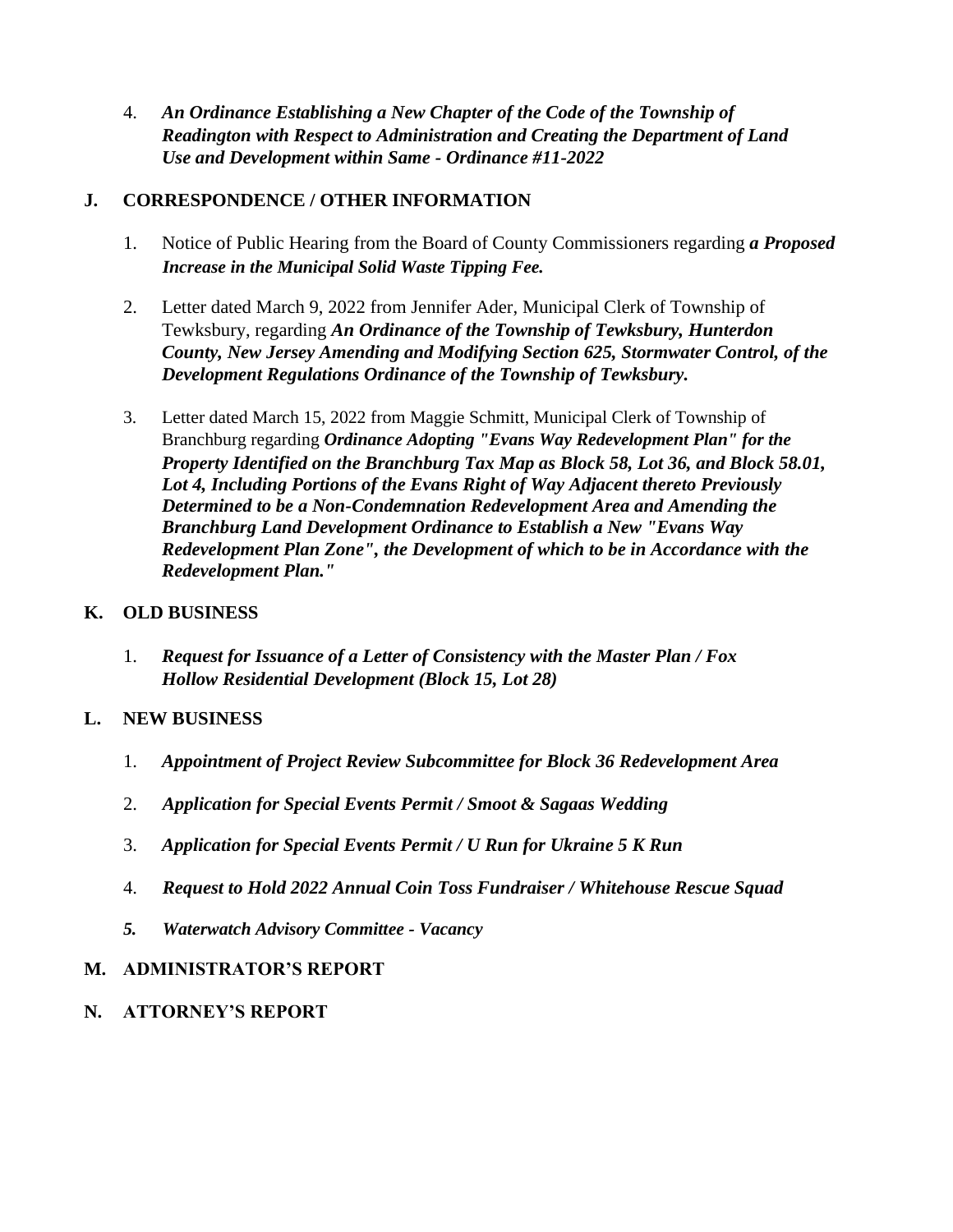4. ***An Ordinance Establishing a New Chapter of the Code of the Township of Readington with Respect to Administration and Creating the Department of Land Use and Development within Same - Ordinance #11-2022***

## J. CORRESPONDENCE / OTHER INFORMATION

1. Notice of Public Hearing from the Board of County Commissioners regarding ***a Proposed Increase in the Municipal Solid Waste Tipping Fee.***

2. Letter dated March 9, 2022 from Jennifer Ader, Municipal Clerk of Township of Tewksbury, regarding ***An Ordinance of the Township of Tewksbury, Hunterdon County, New Jersey Amending and Modifying Section 625, Stormwater Control, of the Development Regulations Ordinance of the Township of Tewksbury.***

3. Letter dated March 15, 2022 from Maggie Schmitt, Municipal Clerk of Township of Branchburg regarding ***Ordinance Adopting "Evans Way Redevelopment Plan" for the Property Identified on the Branchburg Tax Map as Block 58, Lot 36, and Block 58.01, Lot 4, Including Portions of the Evans Right of Way Adjacent thereto Previously Determined to be a Non-Condemnation Redevelopment Area and Amending the Branchburg Land Development Ordinance to Establish a New "Evans Way Redevelopment Plan Zone", the Development of which to be in Accordance with the Redevelopment Plan."***

## K. OLD BUSINESS

1. ***Request for Issuance of a Letter of Consistency with the Master Plan / Fox Hollow Residential Development (Block 15, Lot 28)***

## L. NEW BUSINESS

1. ***Appointment of Project Review Subcommittee for Block 36 Redevelopment Area***

2. ***Application for Special Events Permit / Smoot & Sagaas Wedding***

3. ***Application for Special Events Permit / U Run for Ukraine 5 K Run***

4. ***Request to Hold 2022 Annual Coin Toss Fundraiser / Whitehouse Rescue Squad***

5. ***Waterwatch Advisory Committee - Vacancy***

## M. ADMINISTRATOR'S REPORT

## N. ATTORNEY'S REPORT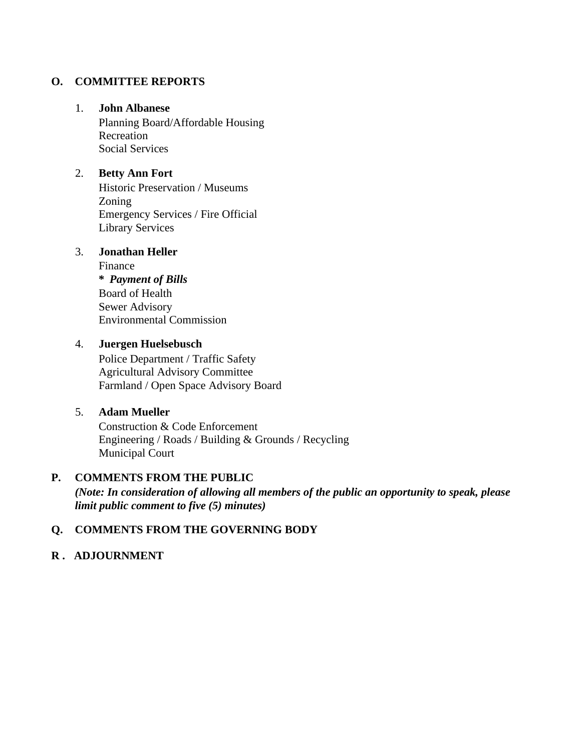**O. COMMITTEE REPORTS**

1. **John Albanese**
   Planning Board/Affordable Housing
   Recreation
   Social Services

2. **Betty Ann Fort**
   Historic Preservation / Museums
   Zoning
   Emergency Services / Fire Official
   Library Services

3. **Jonathan Heller**
   Finance
   ***  Payment of Bills***
   Board of Health
   Sewer Advisory
   Environmental Commission

4. **Juergen Huelsebusch**
   Police Department / Traffic Safety
   Agricultural Advisory Committee
   Farmland / Open Space Advisory Board

5. **Adam Mueller**
   Construction & Code Enforcement
   Engineering / Roads / Building & Grounds / Recycling
   Municipal Court

**P. COMMENTS FROM THE PUBLIC**
***(Note: In consideration of allowing all members of the public an opportunity to speak, please limit public comment to five (5) minutes)***

**Q. COMMENTS FROM THE GOVERNING BODY**

**R . ADJOURNMENT**